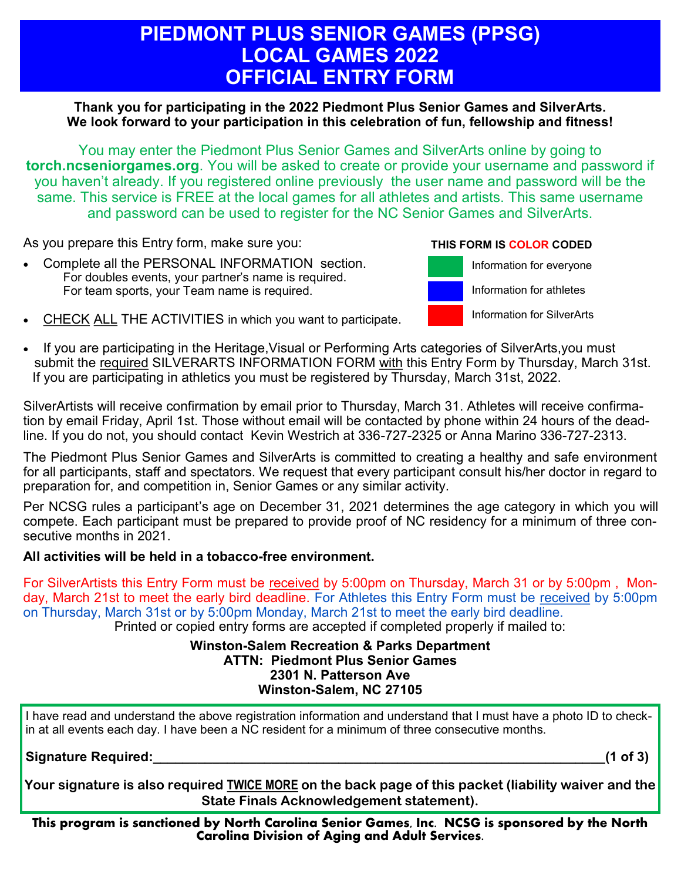# PIEDMONT PLUS SENIOR GAMES (PPSG) LOCAL GAMES 2022 OFFICIAL ENTRY FORM

**Thank you for participating in the 2022 Piedmont Plus Senior Games and SilverArts. We look forward to your participation in this celebration of fun, fellowship and fitness!**

You may enter the Piedmont Plus Senior Games and SilverArts online by going to **torch.ncseniorgames.org**. You will be asked to create or provide your username and password if you haven't already. If you registered online previously the user name and password will be the same. This service is FREE at the local games for all athletes and artists. This same username and password can be used to register for the NC Senior Games and SilverArts.

As you prepare this Entry form, make sure you:

- Complete all the PERSONAL INFORMATION section.
  For doubles events, your partner's name is required.
  For team sports, your Team name is required.
- CHECK ALL THE ACTIVITIES in which you want to participate.

**THIS FORM IS COLOR CODED**

- Information for everyone
- Information for athletes
- Information for SilverArts

- If you are participating in the Heritage,Visual or Performing Arts categories of SilverArts,you must submit the required SILVERARTS INFORMATION FORM with this Entry Form by Thursday, March 31st. If you are participating in athletics you must be registered by Thursday, March 31st, 2022.

SilverArtists will receive confirmation by email prior to Thursday, March 31. Athletes will receive confirmation by email Friday, April 1st. Those without email will be contacted by phone within 24 hours of the deadline. If you do not, you should contact Kevin Westrich at 336-727-2325 or Anna Marino 336-727-2313.

The Piedmont Plus Senior Games and SilverArts is committed to creating a healthy and safe environment for all participants, staff and spectators. We request that every participant consult his/her doctor in regard to preparation for, and competition in, Senior Games or any similar activity.

Per NCSG rules a participant's age on December 31, 2021 determines the age category in which you will compete. Each participant must be prepared to provide proof of NC residency for a minimum of three consecutive months in 2021.

**All activities will be held in a tobacco-free environment.**

For SilverArtists this Entry Form must be received by 5:00pm on Thursday, March 31 or by 5:00pm , Monday, March 21st to meet the early bird deadline. For Athletes this Entry Form must be received by 5:00pm on Thursday, March 31st or by 5:00pm Monday, March 21st to meet the early bird deadline.

Printed or copied entry forms are accepted if completed properly if mailed to:

**Winston-Salem Recreation & Parks Department**
**ATTN: Piedmont Plus Senior Games**
**2301 N. Patterson Ave**
**Winston-Salem, NC 27105**

I have read and understand the above registration information and understand that I must have a photo ID to check-in at all events each day. I have been a NC resident for a minimum of three consecutive months.

**Signature Required:_______________________________________________(1 of 3)**

**Your signature is also required TWICE MORE on the back page of this packet (liability waiver and the State Finals Acknowledgement statement).**

**This program is sanctioned by North Carolina Senior Games, Inc. NCSG is sponsored by the North Carolina Division of Aging and Adult Services.**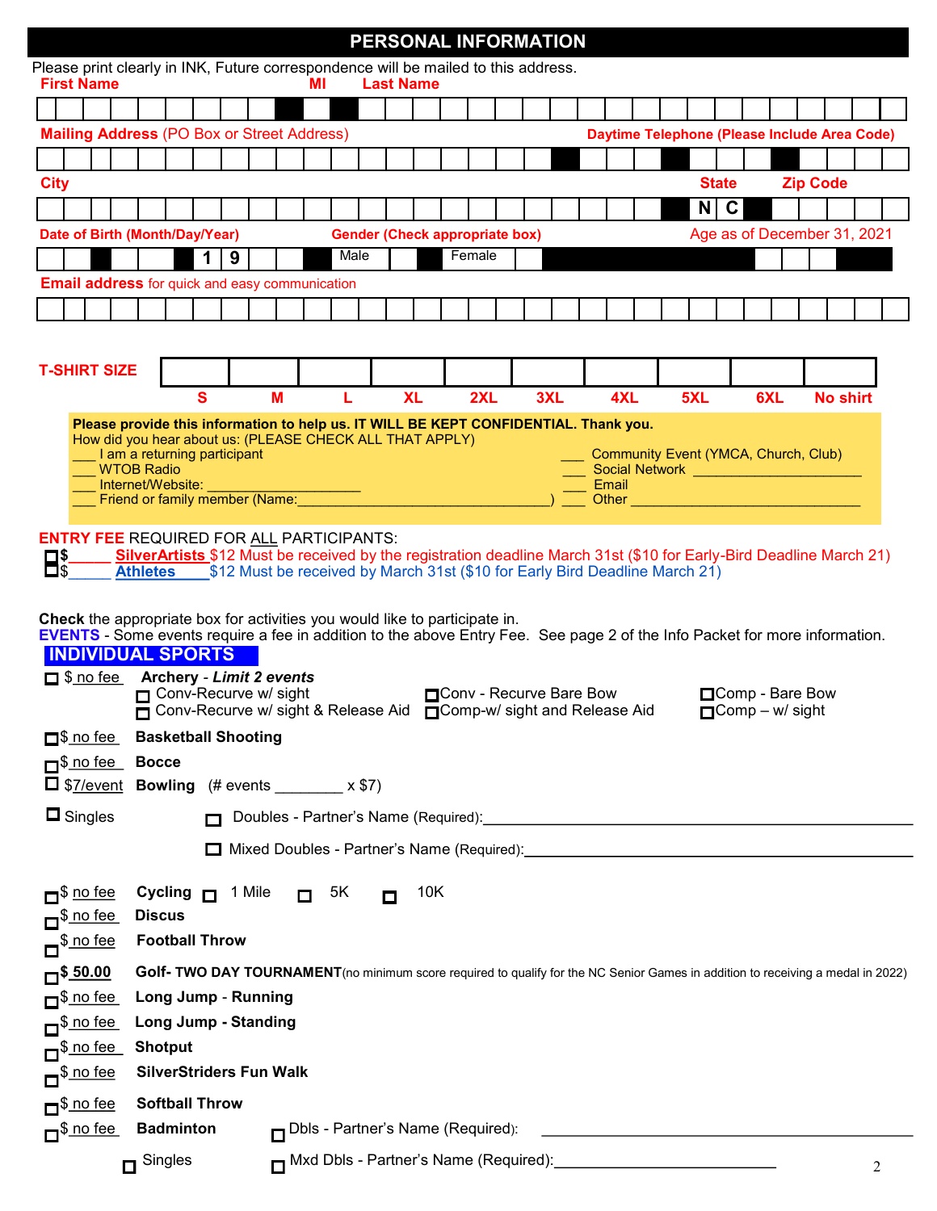# PERSONAL INFORMATION

Please print clearly in INK, Future correspondence will be mailed to this address.

**First Name** **MI** **Last Name**

**Mailing Address** (PO Box or Street Address) **Daytime Telephone (Please Include Area Code)**

**City** **State** N C **Zip Code**

**Date of Birth (Month/Day/Year)** 1 9 **Gender (Check appropriate box)** Male Female **Age as of December 31, 2021**

**Email address** for quick and easy communication

**T-SHIRT SIZE**

| S | M | L | XL | 2XL | 3XL | 4XL | 5XL | 6XL | No shirt |
|---|---|---|---|---|---|---|---|---|---|
| | | | | | | | | | |

**Please provide this information to help us. IT WILL BE KEPT CONFIDENTIAL. Thank you.**
How did you hear about us: (PLEASE CHECK ALL THAT APPLY)

___ I am a returning participant
___ WTOB Radio
___ Internet/Website: ___________________
___ Friend or family member (Name:_________________________________)
___ Community Event (YMCA, Church, Club)
___ Social Network _____________________
___ Email
___ Other _____________________________

**ENTRY FEE** REQUIRED FOR ALL PARTICIPANTS:

☐ $_____ **SilverArtists** $12 Must be received by the registration deadline March 31st ($10 for Early-Bird Deadline March 21)
☐ $_____ **Athletes** $12 Must be received by March 31st ($10 for Early Bird Deadline March 21)

**Check** the appropriate box for activities you would like to participate in.
**EVENTS** - Some events require a fee in addition to the above Entry Fee. See page 2 of the Info Packet for more information.

## INDIVIDUAL SPORTS

☐ $ no fee **Archery** - ***Limit 2 events***
- ☐ Conv-Recurve w/ sight
- ☐ Conv-Recurve w/ sight & Release Aid
- ☐ Conv - Recurve Bare Bow
- ☐ Comp-w/ sight and Release Aid
- ☐ Comp - Bare Bow
- ☐ Comp – w/ sight

☐ $ no fee **Basketball Shooting**

☐ $ no fee **Bocce**

☐ $7/event **Bowling** (# events ________ x $7)
- ☐ Singles
- ☐ Doubles - Partner's Name (Required):_______________________________
- ☐ Mixed Doubles - Partner's Name (Required):___________________________

☐ $ no fee **Cycling** ☐ 1 Mile ☐ 5K ☐ 10K

☐ $ no fee **Discus**

☐ $ no fee **Football Throw**

☐ **$ 50.00** **Golf- TWO DAY TOURNAMENT**(no minimum score required to qualify for the NC Senior Games in addition to receiving a medal in 2022)

☐ $ no fee **Long Jump - Running**

☐ $ no fee **Long Jump - Standing**

☐ $ no fee **Shotput**

☐ $ no fee **SilverStriders Fun Walk**

☐ $ no fee **Softball Throw**

☐ $ no fee **Badminton**
- ☐ Singles
- ☐ Dbls - Partner's Name (Required): _______________________________
- ☐ Mxd Dbls - Partner's Name (Required):__________________________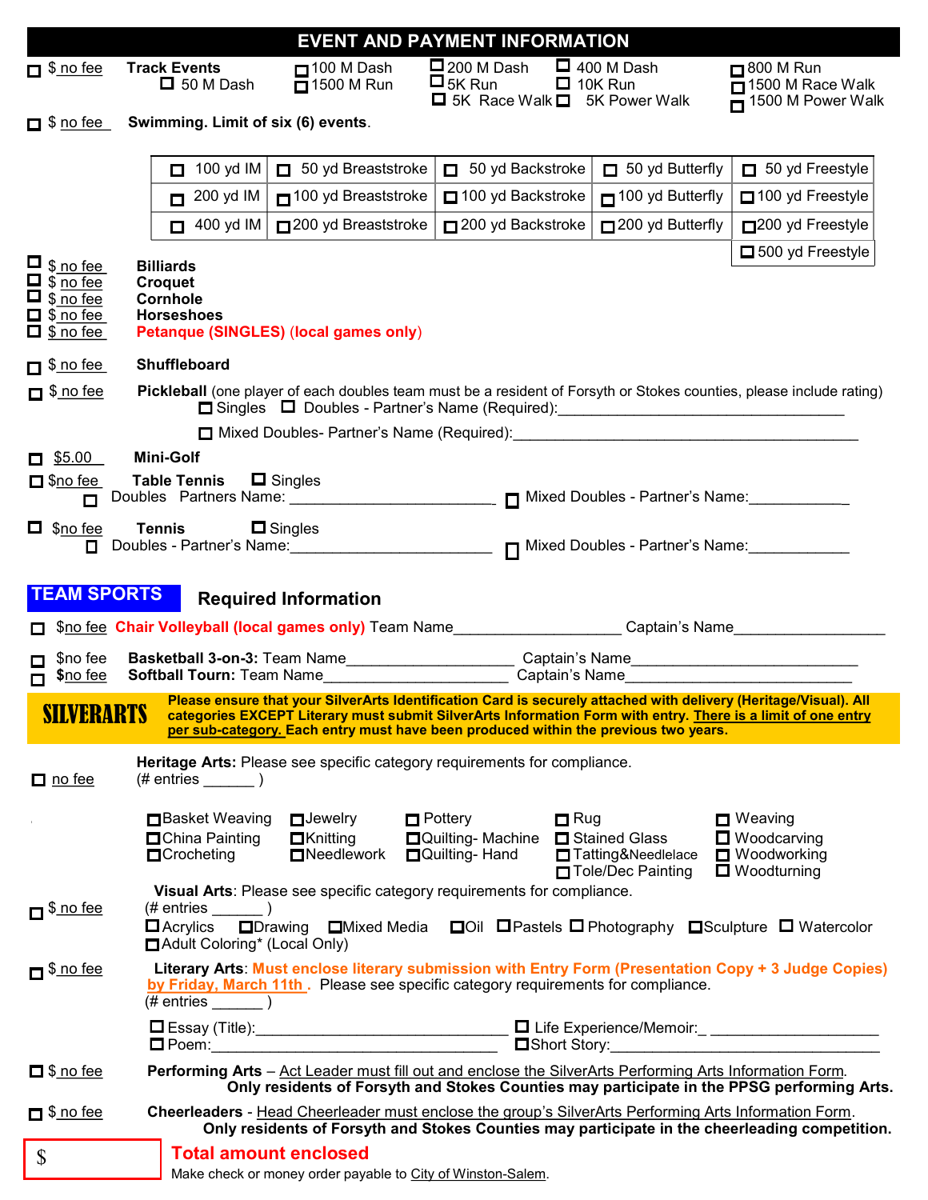# EVENT AND PAYMENT INFORMATION

☐ $ no fee **Track Events**
☐ 50 M Dash ☐ 100 M Dash ☐ 200 M Dash ☐ 400 M Dash ☐ 800 M Run
☐ 1500 M Run ☐ 5K Run ☐ 10K Run ☐ 1500 M Race Walk
☐ 5K Race Walk ☐ 5K Power Walk ☐ 1500 M Power Walk

☐ $ no fee **Swimming. Limit of six (6) events.**

| | | | | |
|---|---|---|---|---|
| ☐ 100 yd IM | ☐ 50 yd Breaststroke | ☐ 50 yd Backstroke | ☐ 50 yd Butterfly | ☐ 50 yd Freestyle |
| ☐ 200 yd IM | ☐ 100 yd Breaststroke | ☐ 100 yd Backstroke | ☐ 100 yd Butterfly | ☐ 100 yd Freestyle |
| ☐ 400 yd IM | ☐ 200 yd Breaststroke | ☐ 200 yd Backstroke | ☐ 200 yd Butterfly | ☐ 200 yd Freestyle |
| | | | | ☐ 500 yd Freestyle |

☐ $ no fee **Billiards**
☐ $ no fee **Croquet**
☐ $ no fee **Cornhole**
☐ $ no fee **Horseshoes**
☐ $ no fee **Petanque (SINGLES) (local games only)**

☐ $ no fee **Shuffleboard**

☐ $ no fee **Pickleball** (one player of each doubles team must be a resident of Forsyth or Stokes counties, please include rating)
☐ Singles ☐ Doubles - Partner's Name (Required):___________________________________
☐ Mixed Doubles- Partner's Name (Required):___________________________________________

☐ $5.00 **Mini-Golf**

☐ $no fee **Table Tennis** ☐ Singles
☐ Doubles Partners Name: _______________________ ☐ Mixed Doubles - Partner's Name:____________

☐ $no fee **Tennis** ☐ Singles
☐ Doubles - Partner's Name:________________________ ☐ Mixed Doubles - Partner's Name:____________

## TEAM SPORTS

**Required Information**

☐ $no fee **Chair Volleyball (local games only)** Team Name___________________ Captain's Name_________________

☐ $no fee **Basketball 3-on-3:** Team Name___________________ Captain's Name___________________________
☐ $no fee **Softball Tourn:** Team Name___________________ Captain's Name___________________________

## SILVERARTS

**Please ensure that your SilverArts Identification Card is securely attached with delivery (Heritage/Visual). All categories EXCEPT Literary must submit SilverArts Information Form with entry. There is a limit of one entry per sub-category. Each entry must have been produced within the previous two years.**

☐ no fee **Heritage Arts:** Please see specific category requirements for compliance.
(# entries ______ )

☐Basket Weaving ☐Jewelry ☐ Pottery ☐ Rug ☐ Weaving
☐China Painting ☐Knitting ☐Quilting- Machine ☐ Stained Glass ☐ Woodcarving
☐Crocheting ☐Needlework ☐Quilting- Hand ☐Tatting&Needlelace ☐ Woodworking
☐Tole/Dec Painting ☐ Woodturning

☐ $ no fee **Visual Arts**: Please see specific category requirements for compliance.
(# entries ______ )
☐Acrylics ☐Drawing ☐Mixed Media ☐Oil ☐Pastels ☐ Photography ☐Sculpture ☐ Watercolor
☐Adult Coloring* (Local Only)

☐ $ no fee **Literary Arts**: **Must enclose literary submission with Entry Form (Presentation Copy + 3 Judge Copies) by Friday, March 11th**. Please see specific category requirements for compliance.
(# entries ______ )
☐ Essay (Title):______________________________ ☐ Life Experience/Memoir:_ ____________________
☐ Poem:__________________________________ ☐Short Story:________________________________

☐ $ no fee **Performing Arts** – Act Leader must fill out and enclose the SilverArts Performing Arts Information Form.
**Only residents of Forsyth and Stokes Counties may participate in the PPSG performing Arts.**

☐ $ no fee **Cheerleaders** - Head Cheerleader must enclose the group's SilverArts Performing Arts Information Form.
**Only residents of Forsyth and Stokes Counties may participate in the cheerleading competition.**

$ ____________ **Total amount enclosed**
Make check or money order payable to City of Winston-Salem.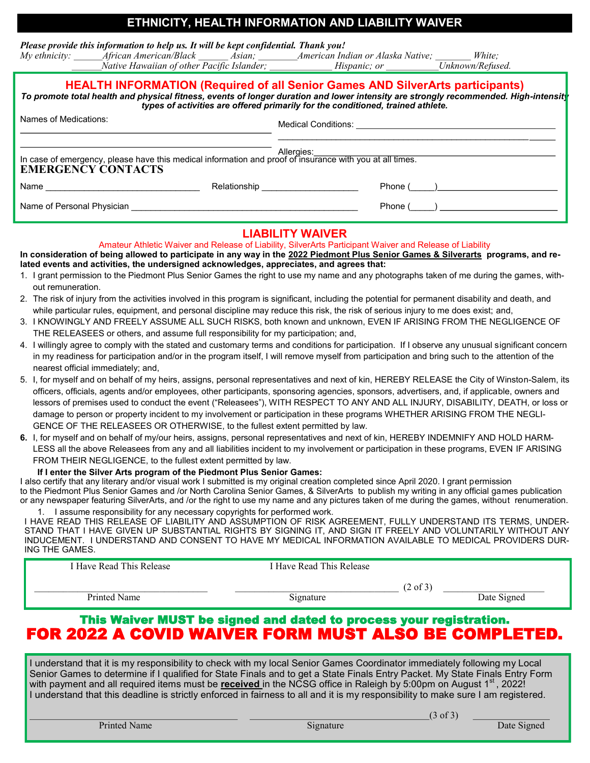# ETHNICITY, HEALTH INFORMATION AND LIABILITY WAIVER

***Please provide this information to help us. It will be kept confidential. Thank you!***

*My ethnicity: ______African American/Black ______ Asian; ________American Indian or Alaska Native; _______ White; ______Native Hawaiian of other Pacific Islander; _____________ Hispanic; or ___________Unknown/Refused.*

## HEALTH INFORMATION (Required of all Senior Games AND SilverArts participants)

***To promote total health and physical fitness, events of longer duration and lower intensity are strongly recommended. High-intensity types of activities are offered primarily for the conditioned, trained athlete.***

Names of Medications: ________________________________________________

________________________________________________

Medical Conditions: ________________________________________________

________________________________________________

Allergies: ________________________________________________

In case of emergency, please have this medical information and proof of insurance with you at all times.

**EMERGENCY CONTACTS**

Name ________________________________ Relationship ____________________ Phone (_____)_________________________

Name of Personal Physician ________________________________________________ Phone (_____) _________________________

## LIABILITY WAIVER

Amateur Athletic Waiver and Release of Liability, SilverArts Participant Waiver and Release of Liability

**In consideration of being allowed to participate in any way in the 2022 Piedmont Plus Senior Games & Silverarts programs, and related events and activities, the undersigned acknowledges, appreciates, and agrees that:**

1. I grant permission to the Piedmont Plus Senior Games the right to use my name and any photographs taken of me during the games, without remuneration.
2. The risk of injury from the activities involved in this program is significant, including the potential for permanent disability and death, and while particular rules, equipment, and personal discipline may reduce this risk, the risk of serious injury to me does exist; and,
3. I KNOWINGLY AND FREELY ASSUME ALL SUCH RISKS, both known and unknown, EVEN IF ARISING FROM THE NEGLIGENCE OF THE RELEASEES or others, and assume full responsibility for my participation; and,
4. I willingly agree to comply with the stated and customary terms and conditions for participation. If I observe any unusual significant concern in my readiness for participation and/or in the program itself, I will remove myself from participation and bring such to the attention of the nearest official immediately; and,
5. I, for myself and on behalf of my heirs, assigns, personal representatives and next of kin, HEREBY RELEASE the City of Winston-Salem, its officers, officials, agents and/or employees, other participants, sponsoring agencies, sponsors, advertisers, and, if applicable, owners and lessors of premises used to conduct the event ("Releasees"), WITH RESPECT TO ANY AND ALL INJURY, DISABILITY, DEATH, or loss or damage to person or property incident to my involvement or participation in these programs WHETHER ARISING FROM THE NEGLIGENCE OF THE RELEASEES OR OTHERWISE, to the fullest extent permitted by law.
6. I, for myself and on behalf of my/our heirs, assigns, personal representatives and next of kin, HEREBY INDEMNIFY AND HOLD HARMLESS all the above Releasees from any and all liabilities incident to my involvement or participation in these programs, EVEN IF ARISING FROM THEIR NEGLIGENCE, to the fullest extent permitted by law.

**If I enter the Silver Arts program of the Piedmont Plus Senior Games:**

I also certify that any literary and/or visual work I submitted is my original creation completed since April 2020. I grant permission to the Piedmont Plus Senior Games and /or North Carolina Senior Games, & SilverArts to publish my writing in any official games publication or any newspaper featuring SilverArts, and /or the right to use my name and any pictures taken of me during the games, without renumeration.

1. I assume responsibility for any necessary copyrights for performed work.

I HAVE READ THIS RELEASE OF LIABILITY AND ASSUMPTION OF RISK AGREEMENT, FULLY UNDERSTAND ITS TERMS, UNDERSTAND THAT I HAVE GIVEN UP SUBSTANTIAL RIGHTS BY SIGNING IT, AND SIGN IT FREELY AND VOLUNTARILY WITHOUT ANY INDUCEMENT. I UNDERSTAND AND CONSENT TO HAVE MY MEDICAL INFORMATION AVAILABLE TO MEDICAL PROVIDERS DURING THE GAMES.

I Have Read This Release I Have Read This Release

__________________________________ __________________________________ (2 of 3) ____________________

Printed Name Signature Date Signed

**This Waiver MUST be signed and dated to process your registration.**

**FOR 2022 A COVID WAIVER FORM MUST ALSO BE COMPLETED.**

I understand that it is my responsibility to check with my local Senior Games Coordinator immediately following my Local Senior Games to determine if I qualified for State Finals and to get a State Finals Entry Packet. My State Finals Entry Form with payment and all required items must be **received** in the NCSG office in Raleigh by 5:00pm on August 1st, 2022! I understand that this deadline is strictly enforced in fairness to all and it is my responsibility to make sure I am registered.

__________________________________ __________________________________(3 of 3) ____________________

Printed Name Signature Date Signed